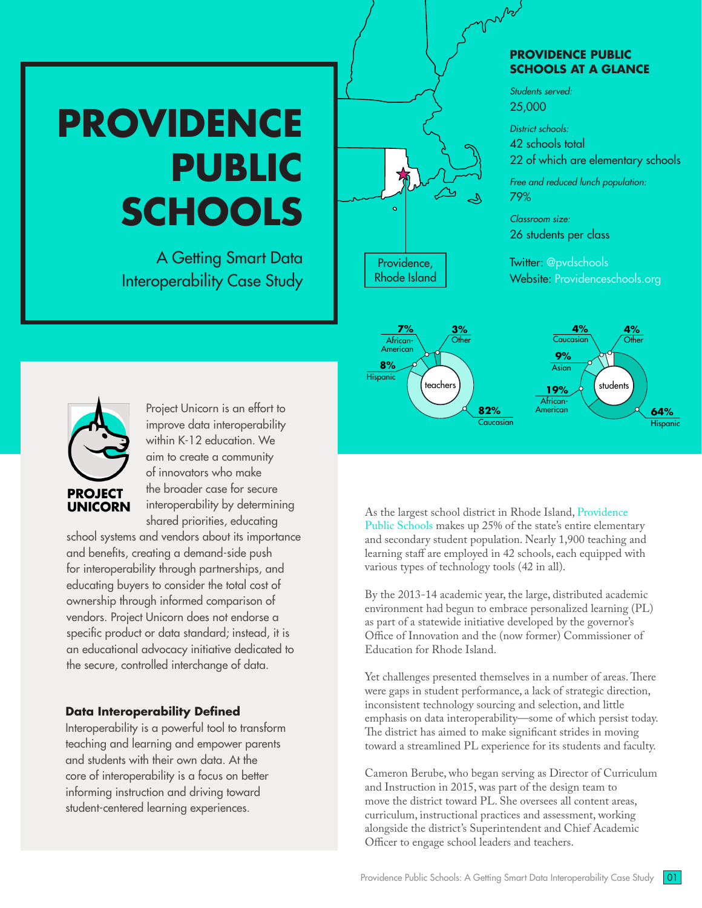# PROVIDENCE PUBLIC SCHOOLS

A Getting Smart Data Interoperability Case Study

Providence, Rhode Island

## PROVIDENCE PUBLIC SCHOOLS AT A GLANCE

*Students served:*
25,000

*District schools:*
42 schools total
22 of which are elementary schools

*Free and reduced lunch population:*
79%

*Classroom size:*
26 students per class

Twitter: @pvdschools
Website: Providenceschools.org

**teachers**

| Group | Percent |
| --- | --- |
| Caucasian | 82% |
| Hispanic | 8% |
| African-American | 7% |
| Other | 3% |

**students**

| Group | Percent |
| --- | --- |
| Hispanic | 64% |
| African-American | 19% |
| Asian | 9% |
| Caucasian | 4% |
| Other | 4% |

**PROJECT UNICORN**

Project Unicorn is an effort to improve data interoperability within K-12 education. We aim to create a community of innovators who make the broader case for secure interoperability by determining shared priorities, educating school systems and vendors about its importance and benefits, creating a demand-side push for interoperability through partnerships, and educating buyers to consider the total cost of ownership through informed comparison of vendors. Project Unicorn does not endorse a specific product or data standard; instead, it is an educational advocacy initiative dedicated to the secure, controlled interchange of data.

### Data Interoperability Defined

Interoperability is a powerful tool to transform teaching and learning and empower parents and students with their own data. At the core of interoperability is a focus on better informing instruction and driving toward student-centered learning experiences.

As the largest school district in Rhode Island, Providence Public Schools makes up 25% of the state's entire elementary and secondary student population. Nearly 1,900 teaching and learning staff are employed in 42 schools, each equipped with various types of technology tools (42 in all).

By the 2013-14 academic year, the large, distributed academic environment had begun to embrace personalized learning (PL) as part of a statewide initiative developed by the governor's Office of Innovation and the (now former) Commissioner of Education for Rhode Island.

Yet challenges presented themselves in a number of areas. There were gaps in student performance, a lack of strategic direction, inconsistent technology sourcing and selection, and little emphasis on data interoperability—some of which persist today. The district has aimed to make significant strides in moving toward a streamlined PL experience for its students and faculty.

Cameron Berube, who began serving as Director of Curriculum and Instruction in 2015, was part of the design team to move the district toward PL. She oversees all content areas, curriculum, instructional practices and assessment, working alongside the district's Superintendent and Chief Academic Officer to engage school leaders and teachers.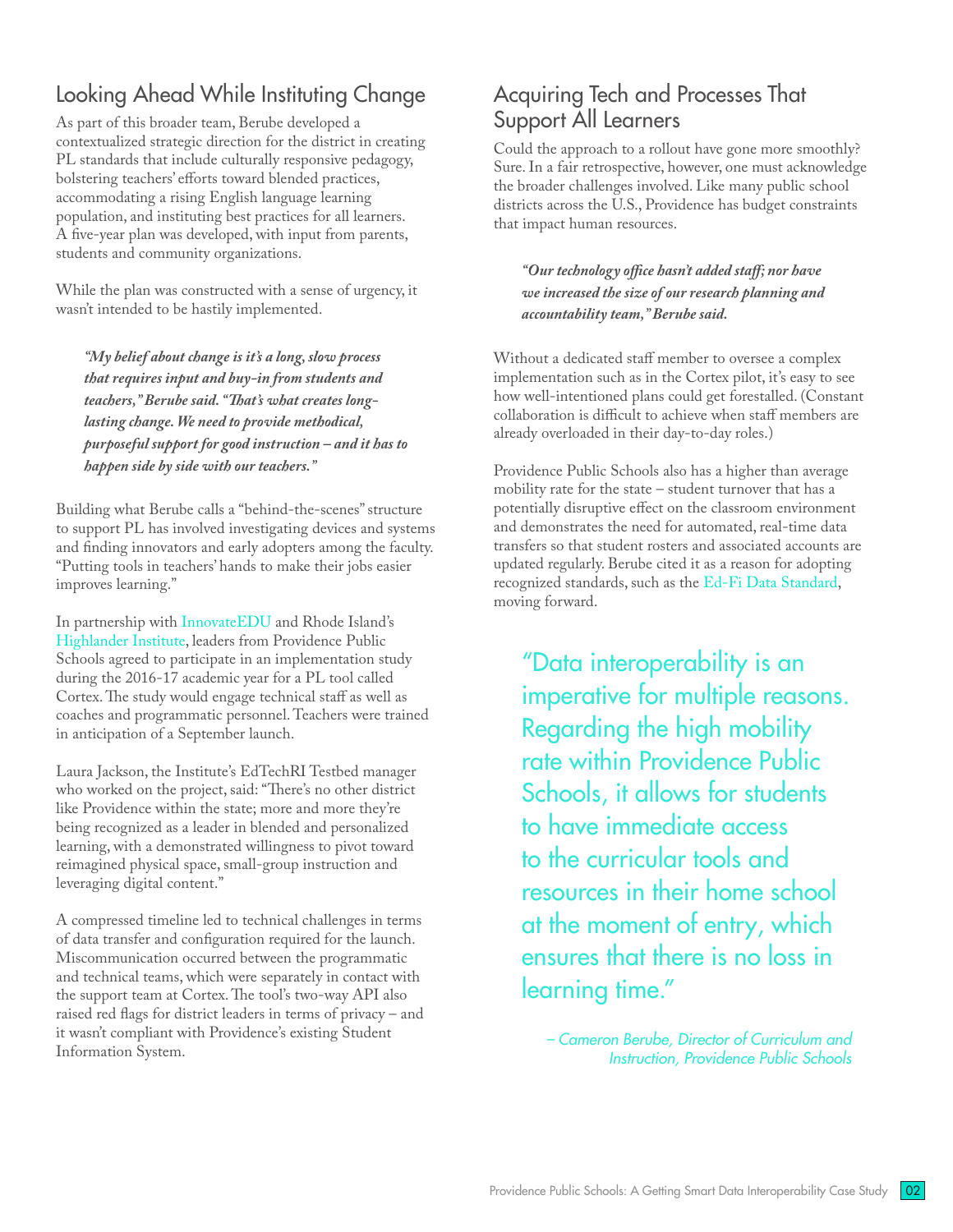## Looking Ahead While Instituting Change

As part of this broader team, Berube developed a contextualized strategic direction for the district in creating PL standards that include culturally responsive pedagogy, bolstering teachers' efforts toward blended practices, accommodating a rising English language learning population, and instituting best practices for all learners. A five-year plan was developed, with input from parents, students and community organizations.

While the plan was constructed with a sense of urgency, it wasn't intended to be hastily implemented.

> ***"My belief about change is it's a long, slow process that requires input and buy-in from students and teachers," Berube said. "That's what creates long-lasting change. We need to provide methodical, purposeful support for good instruction – and it has to happen side by side with our teachers."***

Building what Berube calls a "behind-the-scenes" structure to support PL has involved investigating devices and systems and finding innovators and early adopters among the faculty. "Putting tools in teachers' hands to make their jobs easier improves learning."

In partnership with InnovateEDU and Rhode Island's Highlander Institute, leaders from Providence Public Schools agreed to participate in an implementation study during the 2016-17 academic year for a PL tool called Cortex. The study would engage technical staff as well as coaches and programmatic personnel. Teachers were trained in anticipation of a September launch.

Laura Jackson, the Institute's EdTechRI Testbed manager who worked on the project, said: "There's no other district like Providence within the state; more and more they're being recognized as a leader in blended and personalized learning, with a demonstrated willingness to pivot toward reimagined physical space, small-group instruction and leveraging digital content."

A compressed timeline led to technical challenges in terms of data transfer and configuration required for the launch. Miscommunication occurred between the programmatic and technical teams, which were separately in contact with the support team at Cortex. The tool's two-way API also raised red flags for district leaders in terms of privacy – and it wasn't compliant with Providence's existing Student Information System.

## Acquiring Tech and Processes That Support All Learners

Could the approach to a rollout have gone more smoothly? Sure. In a fair retrospective, however, one must acknowledge the broader challenges involved. Like many public school districts across the U.S., Providence has budget constraints that impact human resources.

> ***"Our technology office hasn't added staff; nor have we increased the size of our research planning and accountability team," Berube said.***

Without a dedicated staff member to oversee a complex implementation such as in the Cortex pilot, it's easy to see how well-intentioned plans could get forestalled. (Constant collaboration is difficult to achieve when staff members are already overloaded in their day-to-day roles.)

Providence Public Schools also has a higher than average mobility rate for the state – student turnover that has a potentially disruptive effect on the classroom environment and demonstrates the need for automated, real-time data transfers so that student rosters and associated accounts are updated regularly. Berube cited it as a reason for adopting recognized standards, such as the Ed-Fi Data Standard, moving forward.

> "Data interoperability is an imperative for multiple reasons. Regarding the high mobility rate within Providence Public Schools, it allows for students to have immediate access to the curricular tools and resources in their home school at the moment of entry, which ensures that there is no loss in learning time."
>
> *– Cameron Berube, Director of Curriculum and Instruction, Providence Public Schools*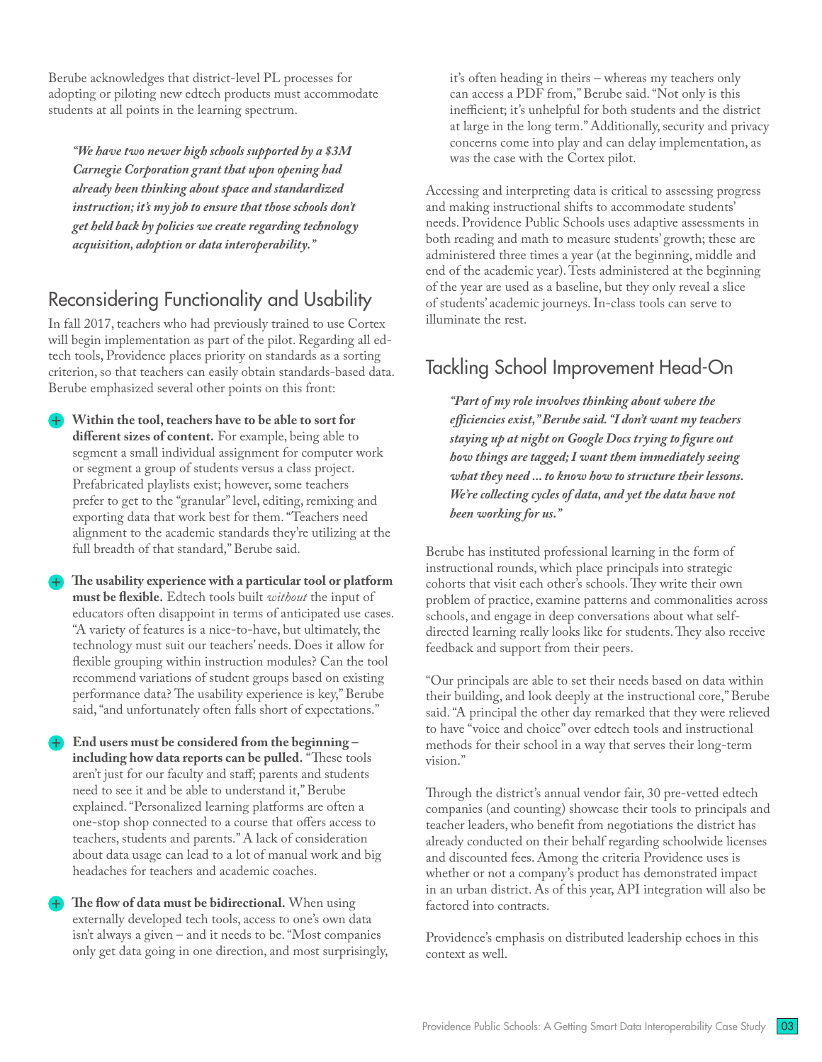Berube acknowledges that district-level PL processes for adopting or piloting new edtech products must accommodate students at all points in the learning spectrum.

> ***"We have two newer high schools supported by a $3M Carnegie Corporation grant that upon opening had already been thinking about space and standardized instruction; it's my job to ensure that those schools don't get held back by policies we create regarding technology acquisition, adoption or data interoperability."***

## Reconsidering Functionality and Usability

In fall 2017, teachers who had previously trained to use Cortex will begin implementation as part of the pilot. Regarding all ed-tech tools, Providence places priority on standards as a sorting criterion, so that teachers can easily obtain standards-based data. Berube emphasized several other points on this front:

- **Within the tool, teachers have to be able to sort for different sizes of content.** For example, being able to segment a small individual assignment for computer work or segment a group of students versus a class project. Prefabricated playlists exist; however, some teachers prefer to get to the "granular" level, editing, remixing and exporting data that work best for them. "Teachers need alignment to the academic standards they're utilizing at the full breadth of that standard," Berube said.

- **The usability experience with a particular tool or platform must be flexible.** Edtech tools built *without* the input of educators often disappoint in terms of anticipated use cases. "A variety of features is a nice-to-have, but ultimately, the technology must suit our teachers' needs. Does it allow for flexible grouping within instruction modules? Can the tool recommend variations of student groups based on existing performance data? The usability experience is key," Berube said, "and unfortunately often falls short of expectations."

- **End users must be considered from the beginning – including how data reports can be pulled.** "These tools aren't just for our faculty and staff; parents and students need to see it and be able to understand it," Berube explained. "Personalized learning platforms are often a one-stop shop connected to a course that offers access to teachers, students and parents." A lack of consideration about data usage can lead to a lot of manual work and big headaches for teachers and academic coaches.

- **The flow of data must be bidirectional.** When using externally developed tech tools, access to one's own data isn't always a given – and it needs to be. "Most companies only get data going in one direction, and most surprisingly, it's often heading in theirs – whereas my teachers only can access a PDF from," Berube said. "Not only is this inefficient; it's unhelpful for both students and the district at large in the long term." Additionally, security and privacy concerns come into play and can delay implementation, as was the case with the Cortex pilot.

Accessing and interpreting data is critical to assessing progress and making instructional shifts to accommodate students' needs. Providence Public Schools uses adaptive assessments in both reading and math to measure students' growth; these are administered three times a year (at the beginning, middle and end of the academic year). Tests administered at the beginning of the year are used as a baseline, but they only reveal a slice of students' academic journeys. In-class tools can serve to illuminate the rest.

## Tackling School Improvement Head-On

> ***"Part of my role involves thinking about where the efficiencies exist," Berube said. "I don't want my teachers staying up at night on Google Docs trying to figure out how things are tagged; I want them immediately seeing what they need ... to know how to structure their lessons. We're collecting cycles of data, and yet the data have not been working for us."***

Berube has instituted professional learning in the form of instructional rounds, which place principals into strategic cohorts that visit each other's schools. They write their own problem of practice, examine patterns and commonalities across schools, and engage in deep conversations about what self-directed learning really looks like for students. They also receive feedback and support from their peers.

"Our principals are able to set their needs based on data within their building, and look deeply at the instructional core," Berube said. "A principal the other day remarked that they were relieved to have "voice and choice" over edtech tools and instructional methods for their school in a way that serves their long-term vision."

Through the district's annual vendor fair, 30 pre-vetted edtech companies (and counting) showcase their tools to principals and teacher leaders, who benefit from negotiations the district has already conducted on their behalf regarding schoolwide licenses and discounted fees. Among the criteria Providence uses is whether or not a company's product has demonstrated impact in an urban district. As of this year, API integration will also be factored into contracts.

Providence's emphasis on distributed leadership echoes in this context as well.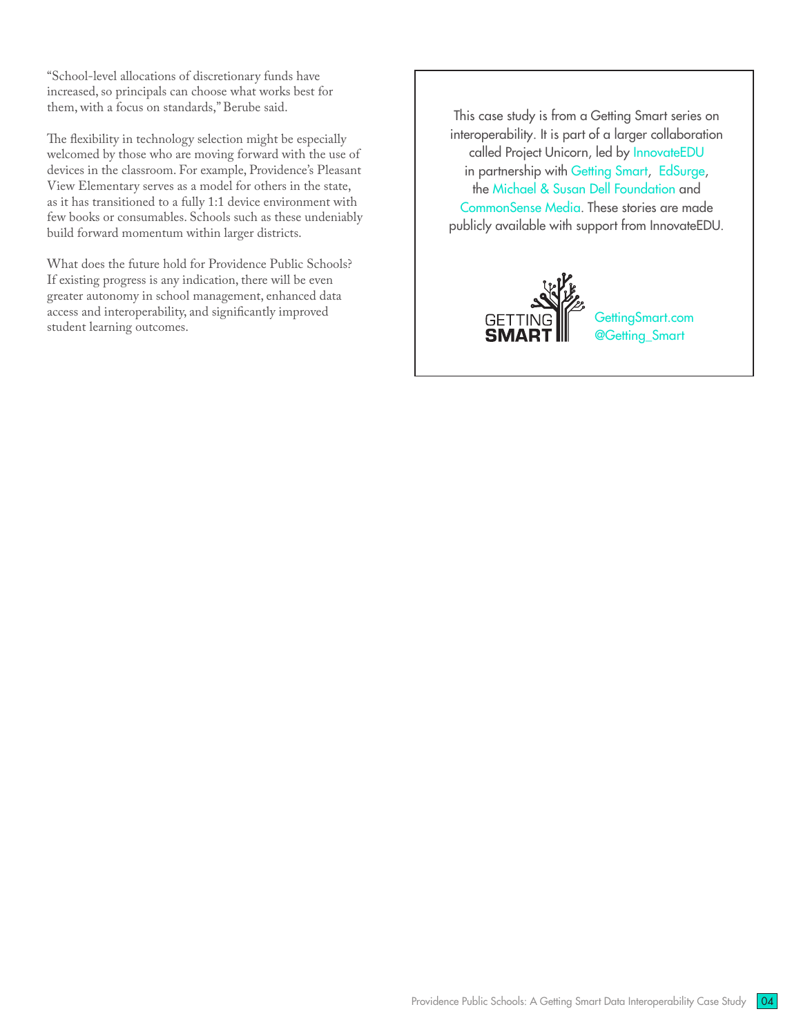"School-level allocations of discretionary funds have increased, so principals can choose what works best for them, with a focus on standards," Berube said.

The flexibility in technology selection might be especially welcomed by those who are moving forward with the use of devices in the classroom. For example, Providence's Pleasant View Elementary serves as a model for others in the state, as it has transitioned to a fully 1:1 device environment with few books or consumables. Schools such as these undeniably build forward momentum within larger districts.

What does the future hold for Providence Public Schools? If existing progress is any indication, there will be even greater autonomy in school management, enhanced data access and interoperability, and significantly improved student learning outcomes.

This case study is from a Getting Smart series on interoperability. It is part of a larger collaboration called Project Unicorn, led by InnovateEDU in partnership with Getting Smart, EdSurge, the Michael & Susan Dell Foundation and CommonSense Media. These stories are made publicly available with support from InnovateEDU.

GETTING SMART

GettingSmart.com
@Getting_Smart